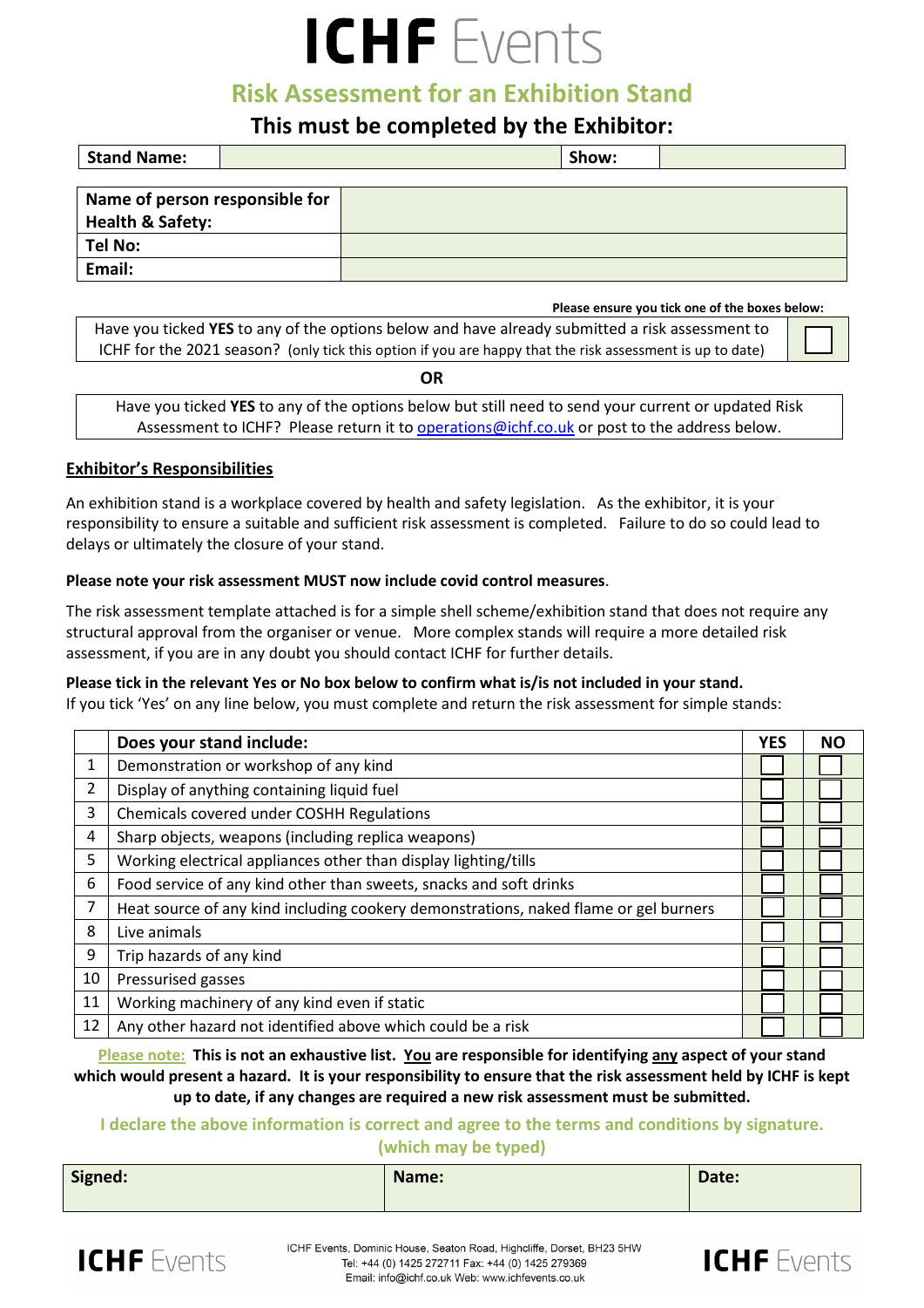# ICHF Events

## Risk Assessment for an Exhibition Stand

### This must be completed by the Exhibitor:

| Stand Name: | | Show: | |
|---|---|---|---|

| Name of person responsible for Health & Safety: | |
|---|---|
| Tel No: | |
| Email: | |

**Please ensure you tick one of the boxes below:**

| | |
|---|---|
| Have you ticked **YES** to any of the options below and have already submitted a risk assessment to ICHF for the 2021 season? (only tick this option if you are happy that the risk assessment is up to date) | ☐ |

**OR**

Have you ticked **YES** to any of the options below but still need to send your current or updated Risk Assessment to ICHF? Please return it to operations@ichf.co.uk or post to the address below.

## Exhibitor's Responsibilities

An exhibition stand is a workplace covered by health and safety legislation. As the exhibitor, it is your responsibility to ensure a suitable and sufficient risk assessment is completed. Failure to do so could lead to delays or ultimately the closure of your stand.

**Please note your risk assessment MUST now include covid control measures**.

The risk assessment template attached is for a simple shell scheme/exhibition stand that does not require any structural approval from the organiser or venue. More complex stands will require a more detailed risk assessment, if you are in any doubt you should contact ICHF for further details.

**Please tick in the relevant Yes or No box below to confirm what is/is not included in your stand.**
If you tick 'Yes' on any line below, you must complete and return the risk assessment for simple stands:

| | Does your stand include: | YES | NO |
|---|---|---|---|
| 1 | Demonstration or workshop of any kind | ☐ | ☐ |
| 2 | Display of anything containing liquid fuel | ☐ | ☐ |
| 3 | Chemicals covered under COSHH Regulations | ☐ | ☐ |
| 4 | Sharp objects, weapons (including replica weapons) | ☐ | ☐ |
| 5 | Working electrical appliances other than display lighting/tills | ☐ | ☐ |
| 6 | Food service of any kind other than sweets, snacks and soft drinks | ☐ | ☐ |
| 7 | Heat source of any kind including cookery demonstrations, naked flame or gel burners | ☐ | ☐ |
| 8 | Live animals | ☐ | ☐ |
| 9 | Trip hazards of any kind | ☐ | ☐ |
| 10 | Pressurised gasses | ☐ | ☐ |
| 11 | Working machinery of any kind even if static | ☐ | ☐ |
| 12 | Any other hazard not identified above which could be a risk | ☐ | ☐ |

Please note: **This is not an exhaustive list. You are responsible for identifying any aspect of your stand which would present a hazard. It is your responsibility to ensure that the risk assessment held by ICHF is kept up to date, if any changes are required a new risk assessment must be submitted.**

**I declare the above information is correct and agree to the terms and conditions by signature. (which may be typed)**

| Signed: | Name: | Date: |
|---|---|---|

ICHF Events, Dominic House, Seaton Road, Highcliffe, Dorset, BH23 5HW
Tel: +44 (0) 1425 272711 Fax: +44 (0) 1425 279369
Email: info@ichf.co.uk Web: www.ichfevents.co.uk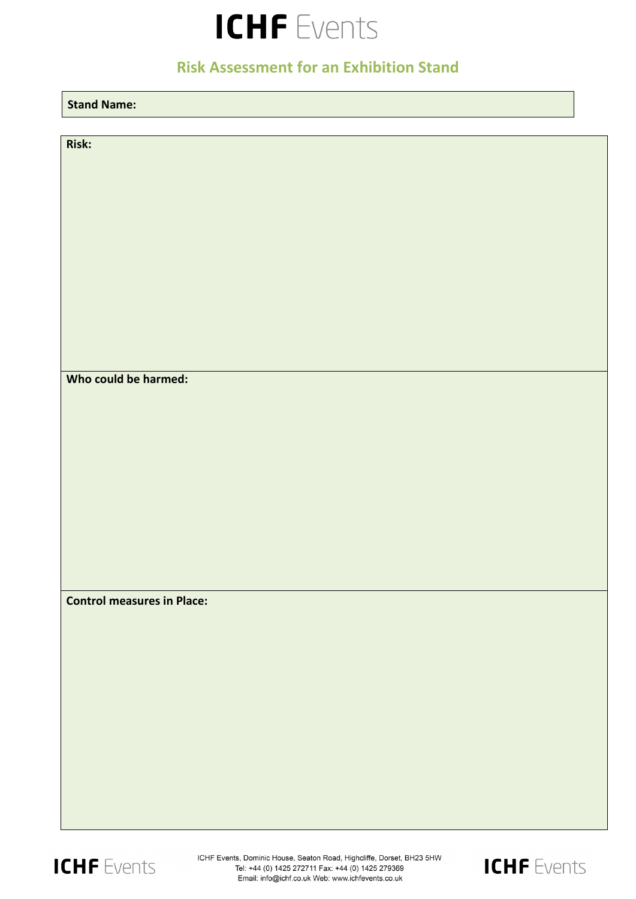# ICHF Events

## Risk Assessment for an Exhibition Stand

| **Stand Name:** |
|---|

| **Risk:** |
|---|
| **Who could be harmed:** |
| **Control measures in Place:** |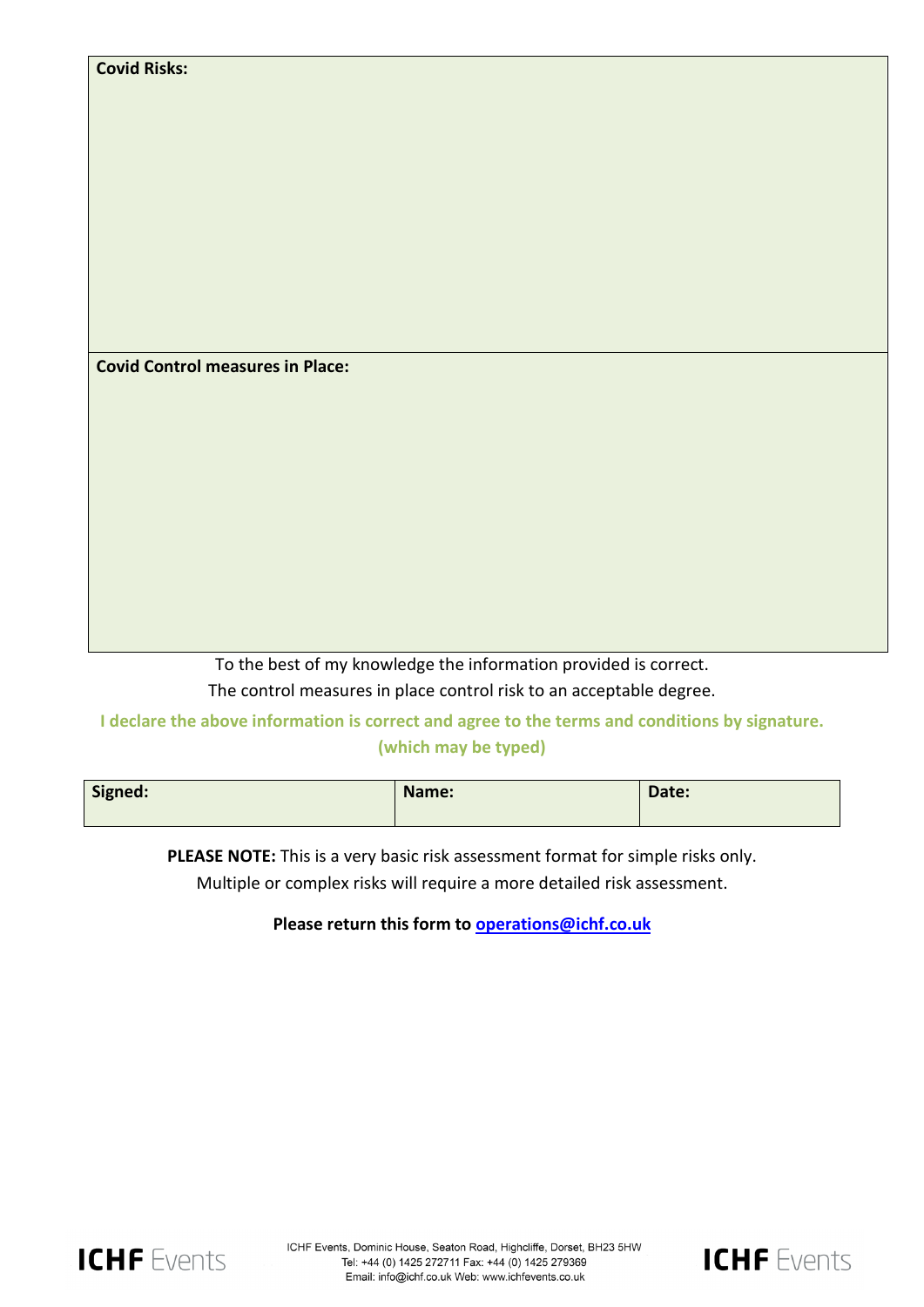| Covid Risks: |
|---|
| |

| Covid Control measures in Place: |
|---|
| |

To the best of my knowledge the information provided is correct.

The control measures in place control risk to an acceptable degree.

**I declare the above information is correct and agree to the terms and conditions by signature. (which may be typed)**

| Signed: | Name: | Date: |
|---|---|---|
| | | |

**PLEASE NOTE:** This is a very basic risk assessment format for simple risks only. Multiple or complex risks will require a more detailed risk assessment.

**Please return this form to operations@ichf.co.uk**

ICHF Events, Dominic House, Seaton Road, Highcliffe, Dorset, BH23 5HW
Tel: +44 (0) 1425 272711 Fax: +44 (0) 1425 279369
Email: info@ichf.co.uk Web: www.ichfevents.co.uk